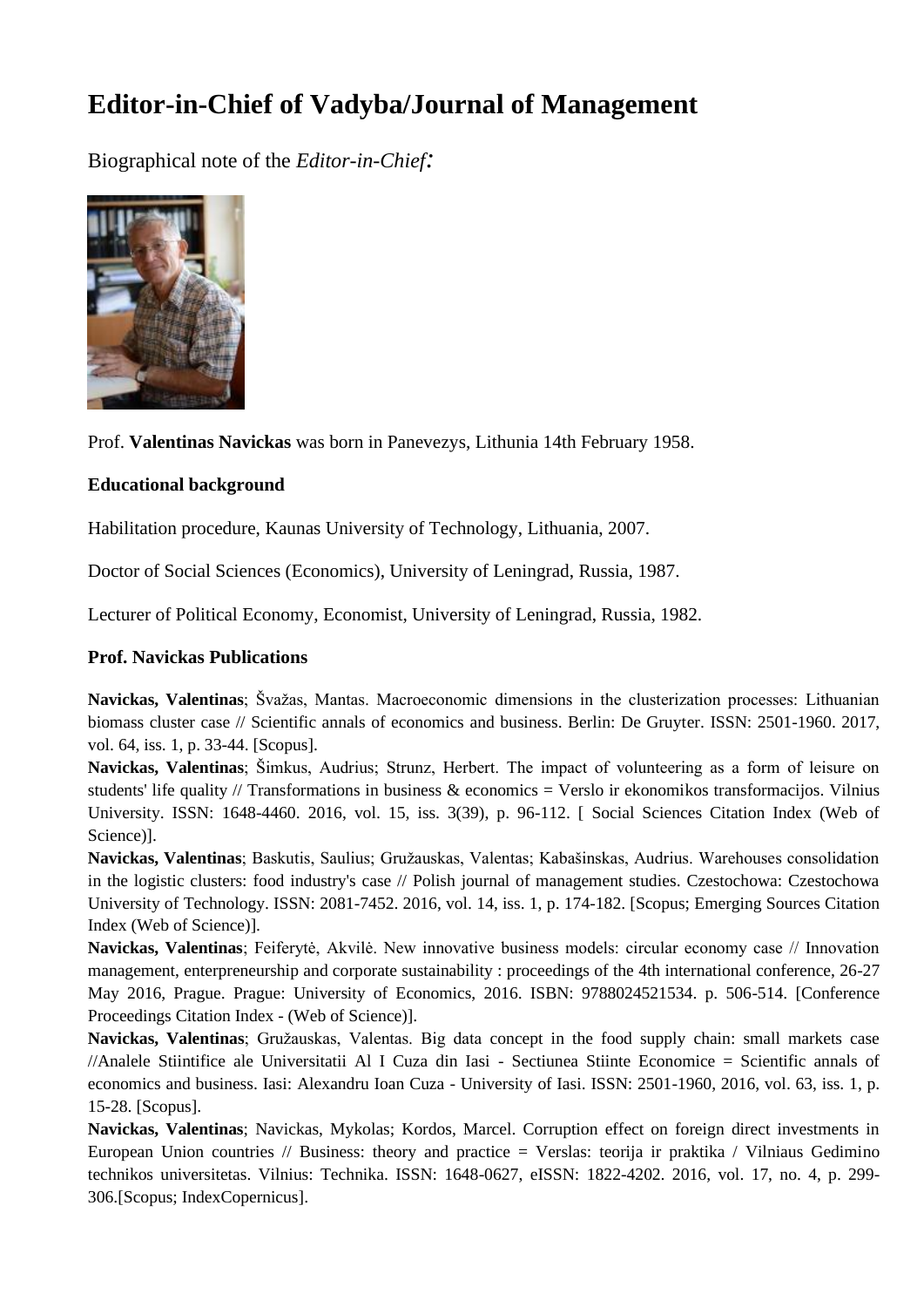# Editor-in-Chief of Vadyba/Journal of Management

Biographical note of the *Editor-in-Chief:*

Prof. **Valentinas Navickas** was born in Panevezys, Lithuania 14th February 1958.

### Educational background

Habilitation procedure, Kaunas University of Technology, Lithuania, 2007.

Doctor of Social Sciences (Economics), University of Leningrad, Russia, 1987.

Lecturer of Political Economy, Economist, University of Leningrad, Russia, 1982.

### Prof. Navickas Publications

**Navickas, Valentinas**; Švažas, Mantas. Macroeconomic dimensions in the clusterization processes: Lithuanian biomass cluster case // Scientific annals of economics and business. Berlin: De Gruyter. ISSN: 2501-1960. 2017, vol. 64, iss. 1, p. 33-44. [Scopus].

**Navickas, Valentinas**; Šimkus, Audrius; Strunz, Herbert. The impact of volunteering as a form of leisure on students' life quality // Transformations in business & economics = Verslo ir ekonomikos transformacijos. Vilnius University. ISSN: 1648-4460. 2016, vol. 15, iss. 3(39), p. 96-112. [ Social Sciences Citation Index (Web of Science)].

**Navickas, Valentinas**; Baskutis, Saulius; Gružauskas, Valentas; Kabašinskas, Audrius. Warehouses consolidation in the logistic clusters: food industry's case // Polish journal of management studies. Czestochowa: Czestochowa University of Technology. ISSN: 2081-7452. 2016, vol. 14, iss. 1, p. 174-182. [Scopus; Emerging Sources Citation Index (Web of Science)].

**Navickas, Valentinas**; Feiferytė, Akvilė. New innovative business models: circular economy case // Innovation management, entrepreneurship and corporate sustainability : proceedings of the 4th international conference, 26-27 May 2016, Prague. Prague: University of Economics, 2016. ISBN: 9788024521534. p. 506-514. [Conference Proceedings Citation Index - (Web of Science)].

**Navickas, Valentinas**; Gružauskas, Valentas. Big data concept in the food supply chain: small markets case //Analele Stiintifice ale Universitatii Al I Cuza din Iasi - Sectiunea Stiinte Economice = Scientific annals of economics and business. Iasi: Alexandru Ioan Cuza - University of Iasi. ISSN: 2501-1960, 2016, vol. 63, iss. 1, p. 15-28. [Scopus].

**Navickas, Valentinas**; Navickas, Mykolas; Kordos, Marcel. Corruption effect on foreign direct investments in European Union countries // Business: theory and practice = Verslas: teorija ir praktika / Vilniaus Gedimino technikos universitetas. Vilnius: Technika. ISSN: 1648-0627, eISSN: 1822-4202. 2016, vol. 17, no. 4, p. 299-306.[Scopus; IndexCopernicus].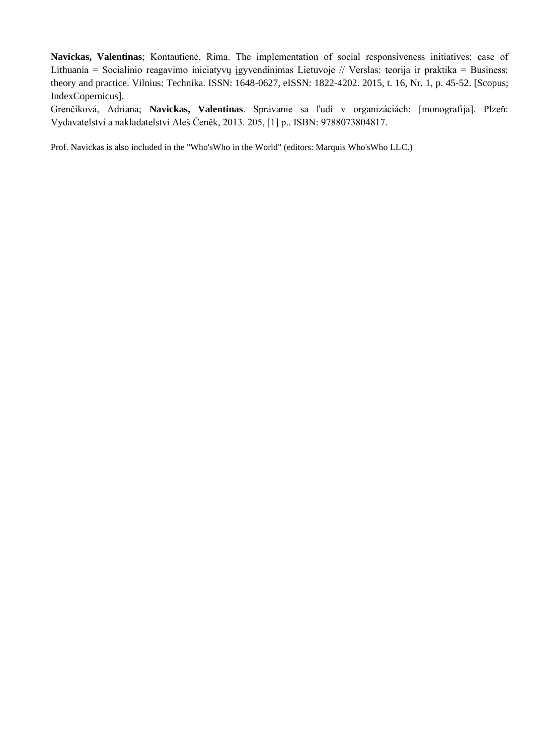**Navickas, Valentinas**; Kontautienė, Rima. The implementation of social responsiveness initiatives: case of Lithuania = Socialinio reagavimo iniciatyvų įgyvendinimas Lietuvoje // Verslas: teorija ir praktika = Business: theory and practice. Vilnius: Technika. ISSN: 1648-0627, eISSN: 1822-4202. 2015, t. 16, Nr. 1, p. 45-52. [Scopus; IndexCopernicus].

Grenčíková, Adriana; **Navickas, Valentinas**. Správanie sa ľudí v organizáciách: [monografija]. Plzeň: Vydavatelství a nakladatelství Aleš Čeněk, 2013. 205, [1] p.. ISBN: 9788073804817.

Prof. Navickas is also included in the "Who'sWho in the World" (editors: Marquis Who'sWho LLC.)